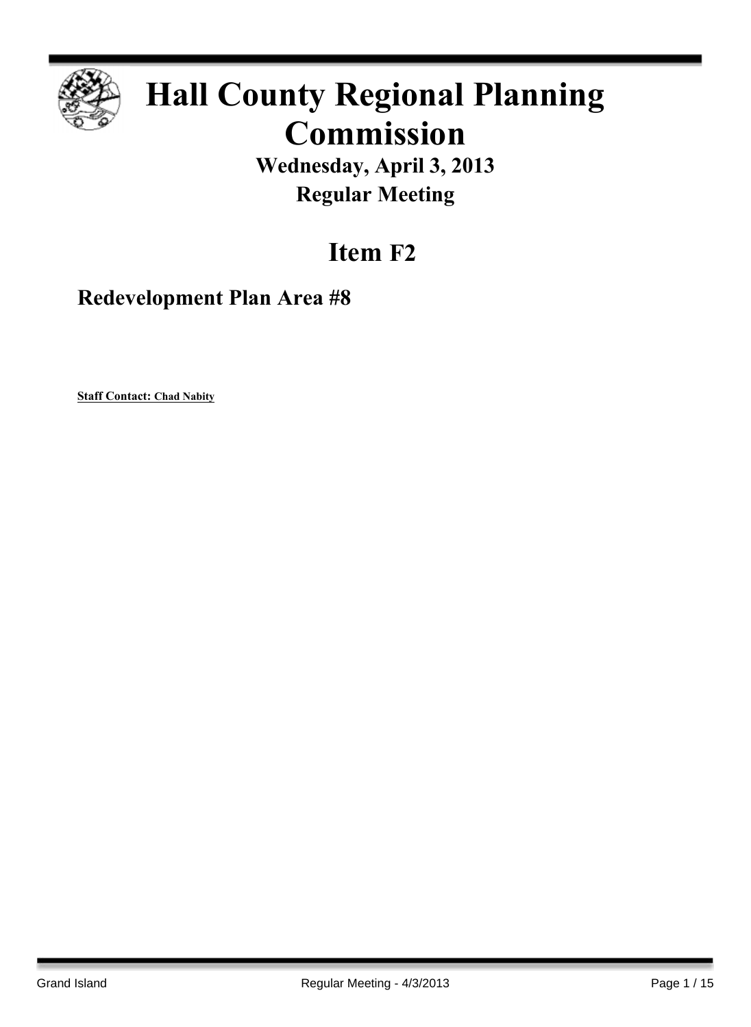# Hall County Regional Planning Commission

## Wednesday, April 3, 2013

## Regular Meeting

# Item F2

### Redevelopment Plan Area #8

**Staff Contact: Chad Nabity**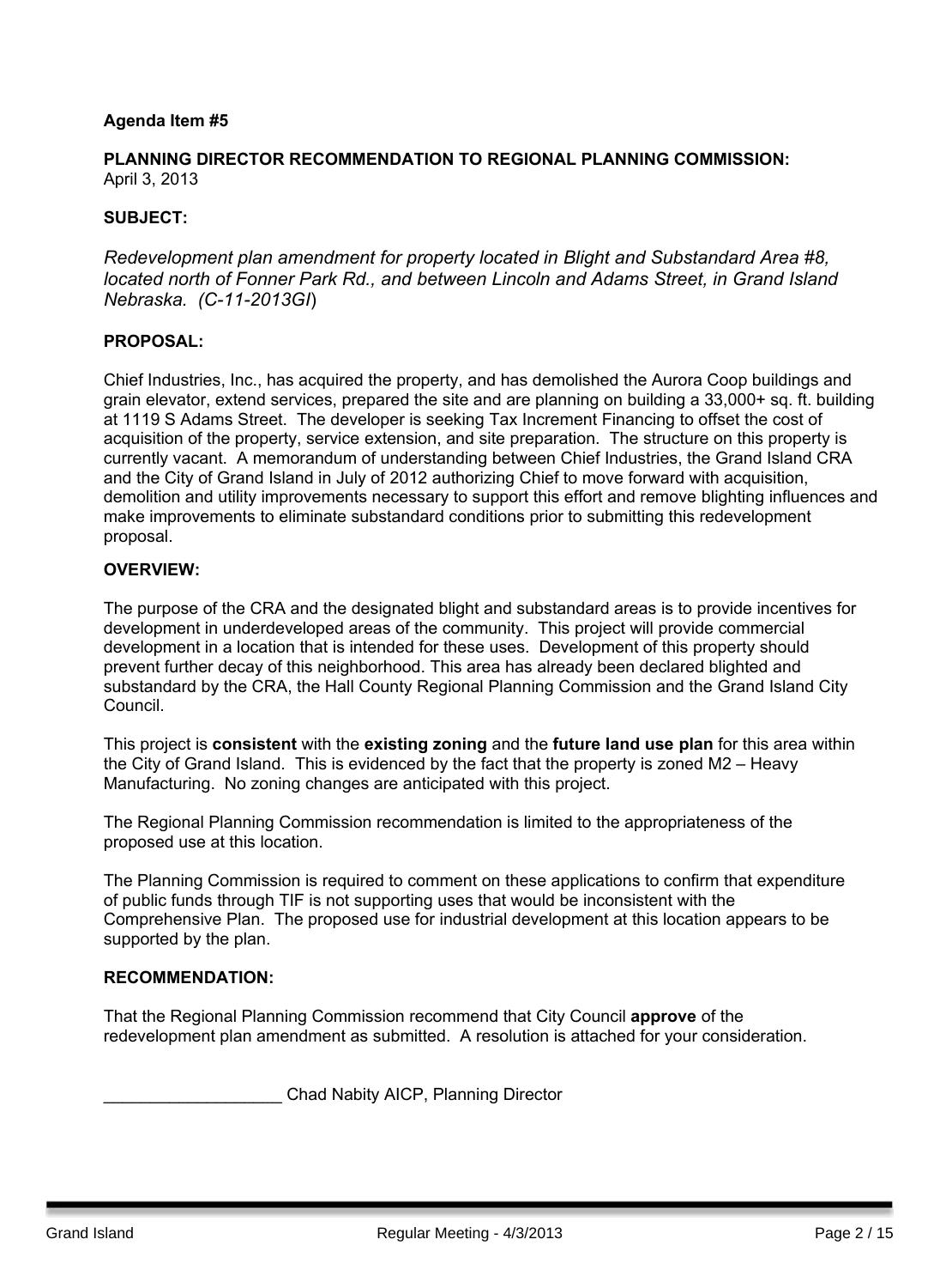**Agenda Item #5**

**PLANNING DIRECTOR RECOMMENDATION TO REGIONAL PLANNING COMMISSION:**
April 3, 2013

**SUBJECT:**

*Redevelopment plan amendment for property located in Blight and Substandard Area #8, located north of Fonner Park Rd., and between Lincoln and Adams Street, in Grand Island Nebraska. (C-11-2013GI)*

**PROPOSAL:**

Chief Industries, Inc., has acquired the property, and has demolished the Aurora Coop buildings and grain elevator, extend services, prepared the site and are planning on building a 33,000+ sq. ft. building at 1119 S Adams Street. The developer is seeking Tax Increment Financing to offset the cost of acquisition of the property, service extension, and site preparation. The structure on this property is currently vacant. A memorandum of understanding between Chief Industries, the Grand Island CRA and the City of Grand Island in July of 2012 authorizing Chief to move forward with acquisition, demolition and utility improvements necessary to support this effort and remove blighting influences and make improvements to eliminate substandard conditions prior to submitting this redevelopment proposal.

**OVERVIEW:**

The purpose of the CRA and the designated blight and substandard areas is to provide incentives for development in underdeveloped areas of the community. This project will provide commercial development in a location that is intended for these uses. Development of this property should prevent further decay of this neighborhood. This area has already been declared blighted and substandard by the CRA, the Hall County Regional Planning Commission and the Grand Island City Council.

This project is **consistent** with the **existing zoning** and the **future land use plan** for this area within the City of Grand Island. This is evidenced by the fact that the property is zoned M2 – Heavy Manufacturing. No zoning changes are anticipated with this project.

The Regional Planning Commission recommendation is limited to the appropriateness of the proposed use at this location.

The Planning Commission is required to comment on these applications to confirm that expenditure of public funds through TIF is not supporting uses that would be inconsistent with the Comprehensive Plan. The proposed use for industrial development at this location appears to be supported by the plan.

**RECOMMENDATION:**

That the Regional Planning Commission recommend that City Council **approve** of the redevelopment plan amendment as submitted. A resolution is attached for your consideration.

___________________ Chad Nabity AICP, Planning Director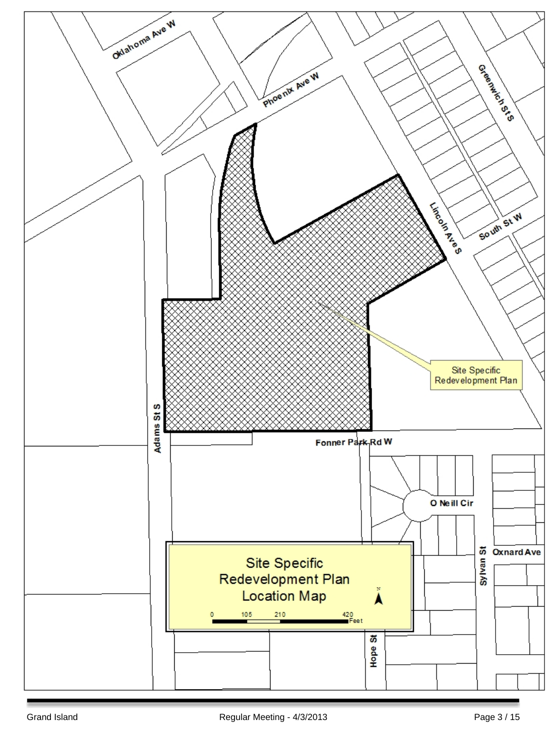# Site Specific Redevelopment Plan Location Map

Oklahoma Ave W

Phoenix Ave W

Greenwich St S

Lincoln Ave S

South St W

Site Specific Redevelopment Plan

Adams St S

Fonner Park Rd W

O Neill Cir

Sylvan St

Oxnard Ave

Hope St

0 105 210 420 Feet

N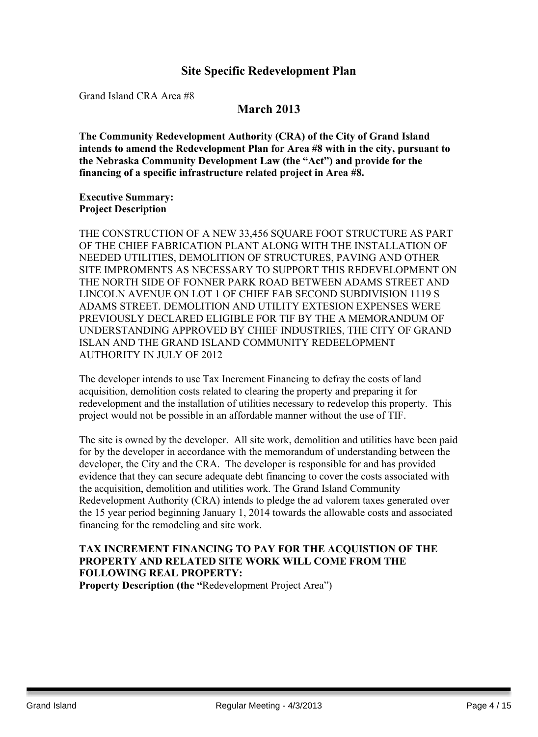# Site Specific Redevelopment Plan

Grand Island CRA Area #8

## March 2013

**The Community Redevelopment Authority (CRA) of the City of Grand Island intends to amend the Redevelopment Plan for Area #8 with in the city, pursuant to the Nebraska Community Development Law (the "Act") and provide for the financing of a specific infrastructure related project in Area #8.**

**Executive Summary:**
**Project Description**

THE CONSTRUCTION OF A NEW 33,456 SQUARE FOOT STRUCTURE AS PART OF THE CHIEF FABRICATION PLANT ALONG WITH THE INSTALLATION OF NEEDED UTILITIES, DEMOLITION OF STRUCTURES, PAVING AND OTHER SITE IMPROMENTS AS NECESSARY TO SUPPORT THIS REDEVELOPMENT ON THE NORTH SIDE OF FONNER PARK ROAD BETWEEN ADAMS STREET AND LINCOLN AVENUE ON LOT 1 OF CHIEF FAB SECOND SUBDIVISION 1119 S ADAMS STREET. DEMOLITION AND UTILITY EXTESION EXPENSES WERE PREVIOUSLY DECLARED ELIGIBLE FOR TIF BY THE A MEMORANDUM OF UNDERSTANDING APPROVED BY CHIEF INDUSTRIES, THE CITY OF GRAND ISLAN AND THE GRAND ISLAND COMMUNITY REDEELOPMENT AUTHORITY IN JULY OF 2012

The developer intends to use Tax Increment Financing to defray the costs of land acquisition, demolition costs related to clearing the property and preparing it for redevelopment and the installation of utilities necessary to redevelop this property. This project would not be possible in an affordable manner without the use of TIF.

The site is owned by the developer. All site work, demolition and utilities have been paid for by the developer in accordance with the memorandum of understanding between the developer, the City and the CRA. The developer is responsible for and has provided evidence that they can secure adequate debt financing to cover the costs associated with the acquisition, demolition and utilities work. The Grand Island Community Redevelopment Authority (CRA) intends to pledge the ad valorem taxes generated over the 15 year period beginning January 1, 2014 towards the allowable costs and associated financing for the remodeling and site work.

**TAX INCREMENT FINANCING TO PAY FOR THE ACQUISTION OF THE PROPERTY AND RELATED SITE WORK WILL COME FROM THE FOLLOWING REAL PROPERTY:**
**Property Description (the "**Redevelopment Project Area")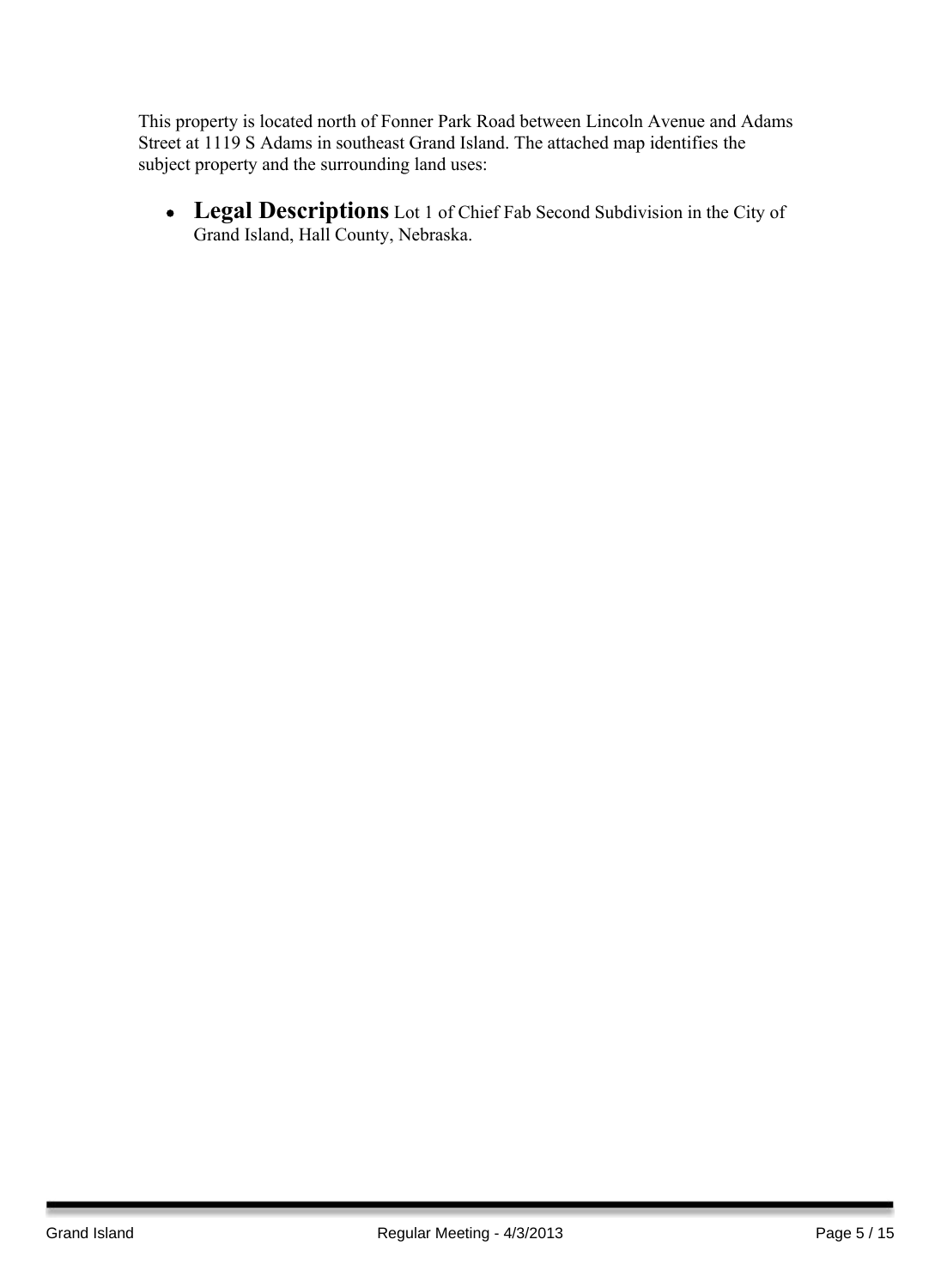This property is located north of Fonner Park Road between Lincoln Avenue and Adams Street at 1119 S Adams in southeast Grand Island. The attached map identifies the subject property and the surrounding land uses:

- **Legal Descriptions** Lot 1 of Chief Fab Second Subdivision in the City of Grand Island, Hall County, Nebraska.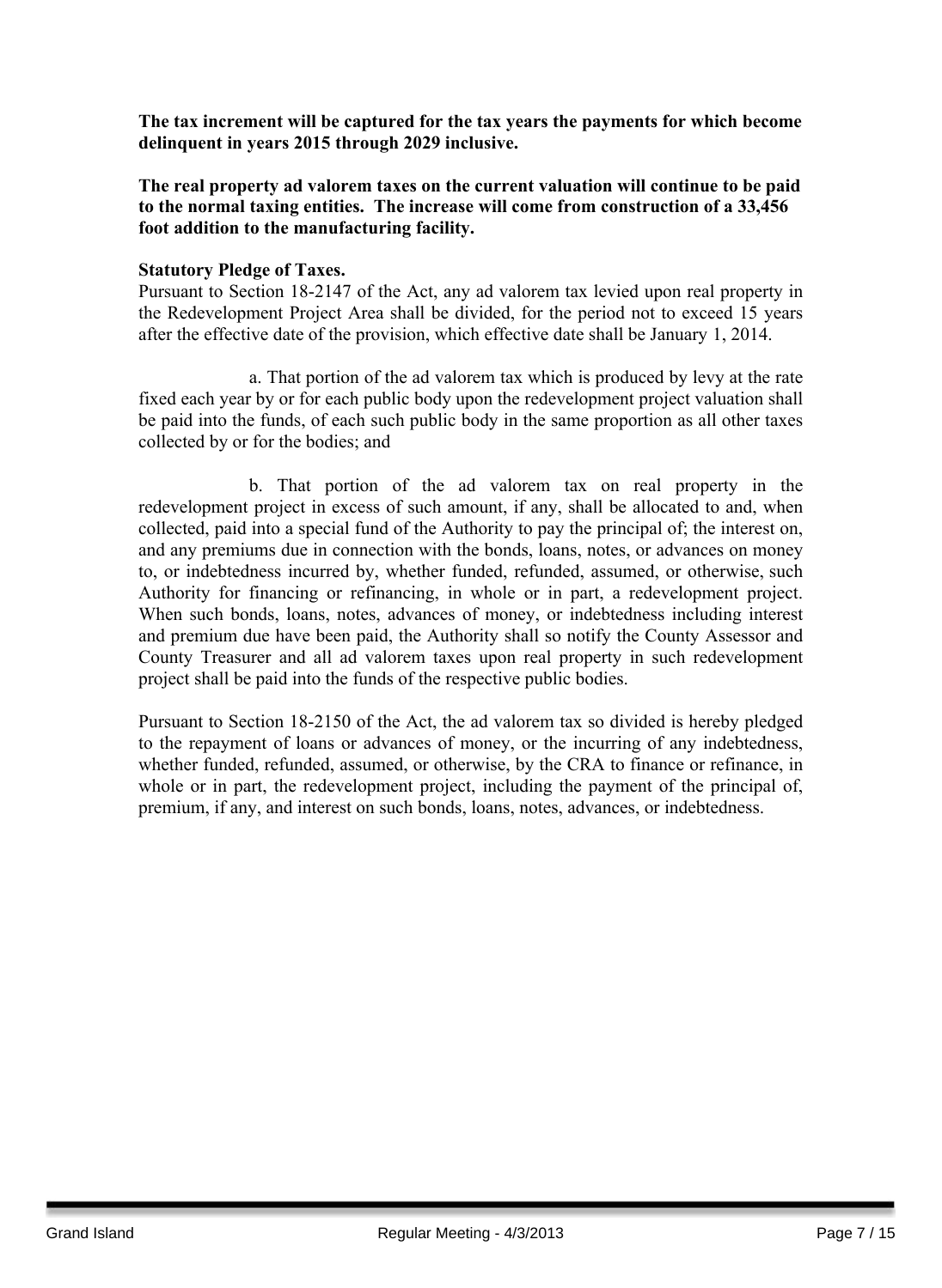**The tax increment will be captured for the tax years the payments for which become delinquent in years 2015 through 2029 inclusive.**

**The real property ad valorem taxes on the current valuation will continue to be paid to the normal taxing entities. The increase will come from construction of a 33,456 foot addition to the manufacturing facility.**

**Statutory Pledge of Taxes.**
Pursuant to Section 18-2147 of the Act, any ad valorem tax levied upon real property in the Redevelopment Project Area shall be divided, for the period not to exceed 15 years after the effective date of the provision, which effective date shall be January 1, 2014.

a. That portion of the ad valorem tax which is produced by levy at the rate fixed each year by or for each public body upon the redevelopment project valuation shall be paid into the funds, of each such public body in the same proportion as all other taxes collected by or for the bodies; and

b. That portion of the ad valorem tax on real property in the redevelopment project in excess of such amount, if any, shall be allocated to and, when collected, paid into a special fund of the Authority to pay the principal of; the interest on, and any premiums due in connection with the bonds, loans, notes, or advances on money to, or indebtedness incurred by, whether funded, refunded, assumed, or otherwise, such Authority for financing or refinancing, in whole or in part, a redevelopment project. When such bonds, loans, notes, advances of money, or indebtedness including interest and premium due have been paid, the Authority shall so notify the County Assessor and County Treasurer and all ad valorem taxes upon real property in such redevelopment project shall be paid into the funds of the respective public bodies.

Pursuant to Section 18-2150 of the Act, the ad valorem tax so divided is hereby pledged to the repayment of loans or advances of money, or the incurring of any indebtedness, whether funded, refunded, assumed, or otherwise, by the CRA to finance or refinance, in whole or in part, the redevelopment project, including the payment of the principal of, premium, if any, and interest on such bonds, loans, notes, advances, or indebtedness.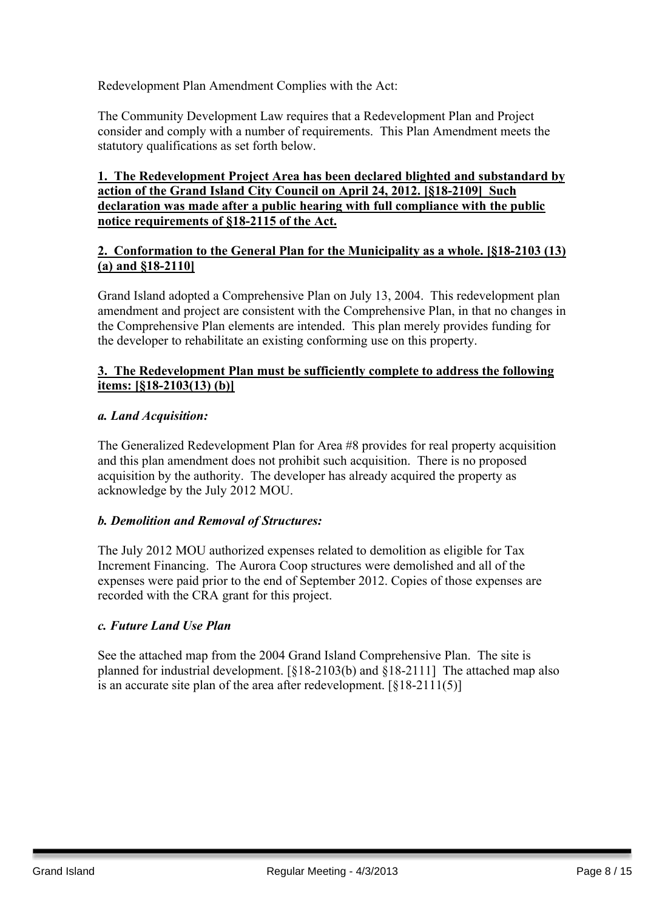Redevelopment Plan Amendment Complies with the Act:

The Community Development Law requires that a Redevelopment Plan and Project consider and comply with a number of requirements. This Plan Amendment meets the statutory qualifications as set forth below.

**1. The Redevelopment Project Area has been declared blighted and substandard by action of the Grand Island City Council on April 24, 2012. [§18-2109] Such declaration was made after a public hearing with full compliance with the public notice requirements of §18-2115 of the Act.**

**2. Conformation to the General Plan for the Municipality as a whole. [§18-2103 (13) (a) and §18-2110]**

Grand Island adopted a Comprehensive Plan on July 13, 2004. This redevelopment plan amendment and project are consistent with the Comprehensive Plan, in that no changes in the Comprehensive Plan elements are intended. This plan merely provides funding for the developer to rehabilitate an existing conforming use on this property.

**3. The Redevelopment Plan must be sufficiently complete to address the following items: [§18-2103(13) (b)]**

***a. Land Acquisition:***

The Generalized Redevelopment Plan for Area #8 provides for real property acquisition and this plan amendment does not prohibit such acquisition. There is no proposed acquisition by the authority. The developer has already acquired the property as acknowledge by the July 2012 MOU.

***b. Demolition and Removal of Structures:***

The July 2012 MOU authorized expenses related to demolition as eligible for Tax Increment Financing. The Aurora Coop structures were demolished and all of the expenses were paid prior to the end of September 2012. Copies of those expenses are recorded with the CRA grant for this project.

***c. Future Land Use Plan***

See the attached map from the 2004 Grand Island Comprehensive Plan. The site is planned for industrial development. [§18-2103(b) and §18-2111] The attached map also is an accurate site plan of the area after redevelopment. [§18-2111(5)]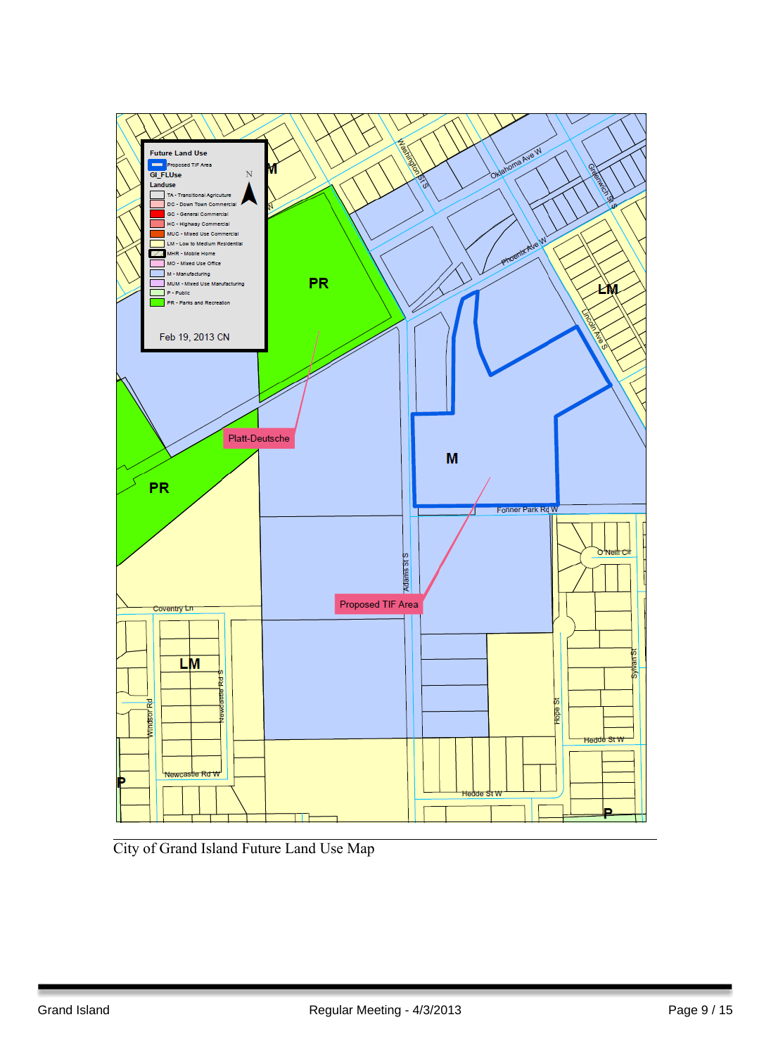Future Land Use

Proposed TIF Area

GI_FLUse

Landuse

- TA - Transitional Agriculture
- DC - Down Town Commercial
- GC - General Commercial
- HC - Highway Commercial
- MUC - Mixed Use Commercial
- LM - Low to Medium Residential
- MHR - Mobile Home
- MO - Mixed Use Office
- M - Manufacturing
- MUM - Mixed Use Manufacturing
- P - Public
- PR - Parks and Recreation

Feb 19, 2013 CN

Platt-Deutsche

Proposed TIF Area

City of Grand Island Future Land Use Map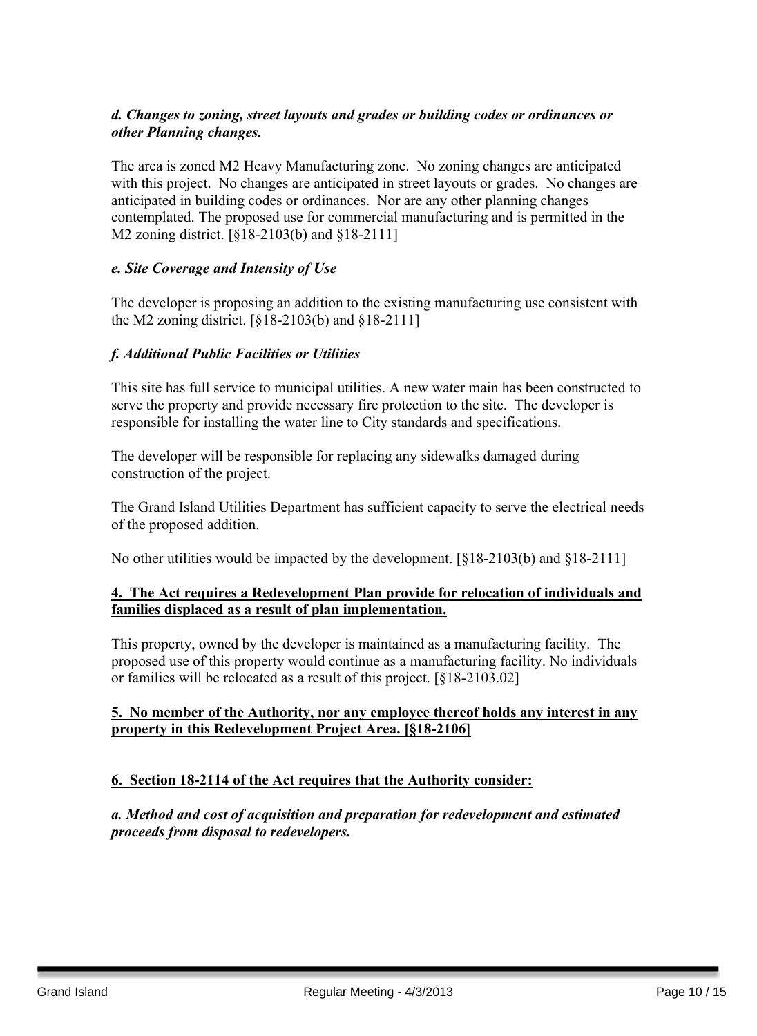***d. Changes to zoning, street layouts and grades or building codes or ordinances or other Planning changes.***

The area is zoned M2 Heavy Manufacturing zone. No zoning changes are anticipated with this project. No changes are anticipated in street layouts or grades. No changes are anticipated in building codes or ordinances. Nor are any other planning changes contemplated. The proposed use for commercial manufacturing and is permitted in the M2 zoning district. [§18-2103(b) and §18-2111]

***e. Site Coverage and Intensity of Use***

The developer is proposing an addition to the existing manufacturing use consistent with the M2 zoning district. [§18-2103(b) and §18-2111]

***f. Additional Public Facilities or Utilities***

This site has full service to municipal utilities. A new water main has been constructed to serve the property and provide necessary fire protection to the site. The developer is responsible for installing the water line to City standards and specifications.

The developer will be responsible for replacing any sidewalks damaged during construction of the project.

The Grand Island Utilities Department has sufficient capacity to serve the electrical needs of the proposed addition.

No other utilities would be impacted by the development. [§18-2103(b) and §18-2111]

**4. The Act requires a Redevelopment Plan provide for relocation of individuals and families displaced as a result of plan implementation.**

This property, owned by the developer is maintained as a manufacturing facility. The proposed use of this property would continue as a manufacturing facility. No individuals or families will be relocated as a result of this project. [§18-2103.02]

**5. No member of the Authority, nor any employee thereof holds any interest in any property in this Redevelopment Project Area. [§18-2106]**

**6. Section 18-2114 of the Act requires that the Authority consider:**

***a. Method and cost of acquisition and preparation for redevelopment and estimated proceeds from disposal to redevelopers.***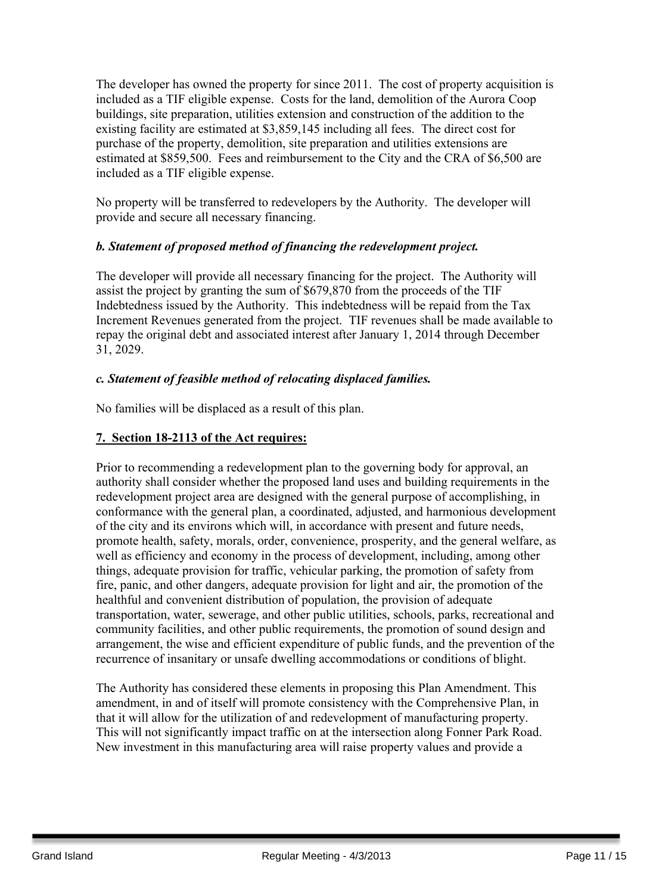The developer has owned the property for since 2011. The cost of property acquisition is included as a TIF eligible expense. Costs for the land, demolition of the Aurora Coop buildings, site preparation, utilities extension and construction of the addition to the existing facility are estimated at $3,859,145 including all fees. The direct cost for purchase of the property, demolition, site preparation and utilities extensions are estimated at $859,500. Fees and reimbursement to the City and the CRA of $6,500 are included as a TIF eligible expense.

No property will be transferred to redevelopers by the Authority. The developer will provide and secure all necessary financing.

***b. Statement of proposed method of financing the redevelopment project.***

The developer will provide all necessary financing for the project. The Authority will assist the project by granting the sum of $679,870 from the proceeds of the TIF Indebtedness issued by the Authority. This indebtedness will be repaid from the Tax Increment Revenues generated from the project. TIF revenues shall be made available to repay the original debt and associated interest after January 1, 2014 through December 31, 2029.

***c. Statement of feasible method of relocating displaced families.***

No families will be displaced as a result of this plan.

**7. Section 18-2113 of the Act requires:**

Prior to recommending a redevelopment plan to the governing body for approval, an authority shall consider whether the proposed land uses and building requirements in the redevelopment project area are designed with the general purpose of accomplishing, in conformance with the general plan, a coordinated, adjusted, and harmonious development of the city and its environs which will, in accordance with present and future needs, promote health, safety, morals, order, convenience, prosperity, and the general welfare, as well as efficiency and economy in the process of development, including, among other things, adequate provision for traffic, vehicular parking, the promotion of safety from fire, panic, and other dangers, adequate provision for light and air, the promotion of the healthful and convenient distribution of population, the provision of adequate transportation, water, sewerage, and other public utilities, schools, parks, recreational and community facilities, and other public requirements, the promotion of sound design and arrangement, the wise and efficient expenditure of public funds, and the prevention of the recurrence of insanitary or unsafe dwelling accommodations or conditions of blight.

The Authority has considered these elements in proposing this Plan Amendment. This amendment, in and of itself will promote consistency with the Comprehensive Plan, in that it will allow for the utilization of and redevelopment of manufacturing property. This will not significantly impact traffic on at the intersection along Fonner Park Road. New investment in this manufacturing area will raise property values and provide a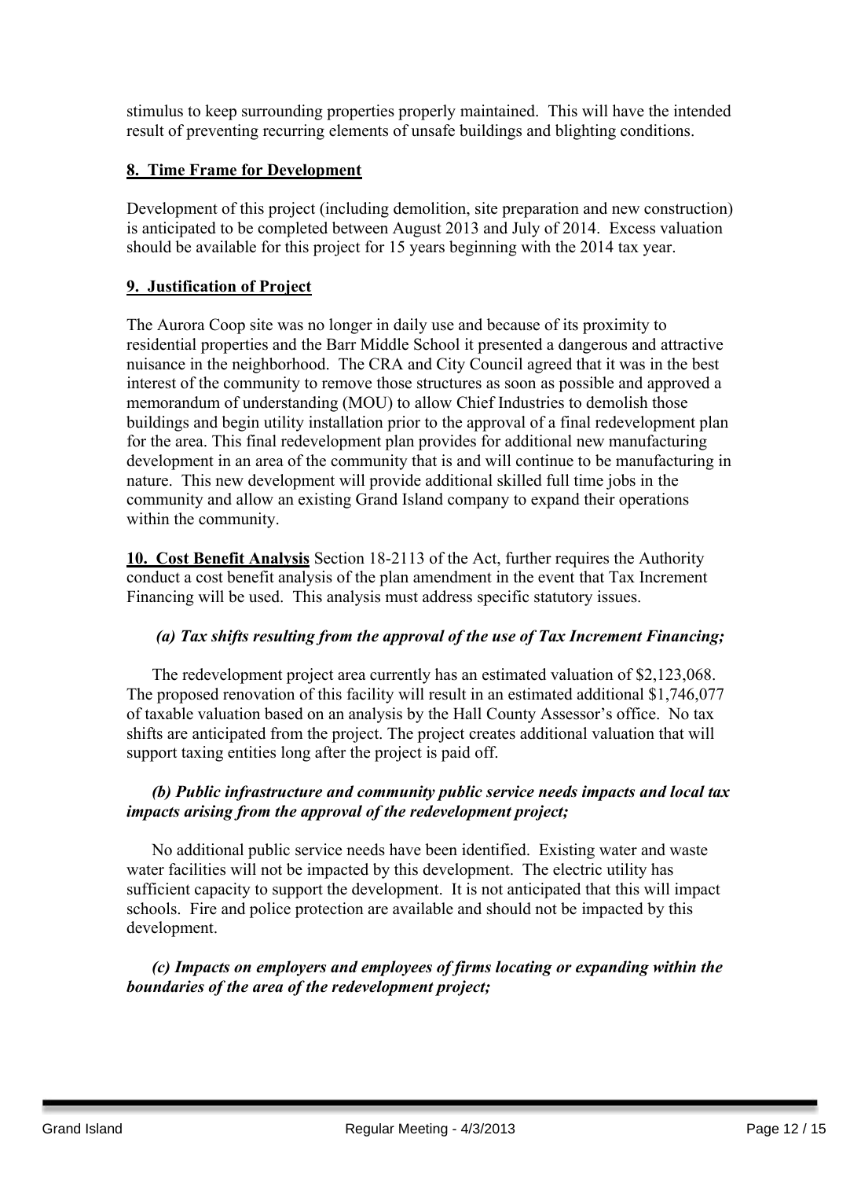stimulus to keep surrounding properties properly maintained. This will have the intended result of preventing recurring elements of unsafe buildings and blighting conditions.

**8. Time Frame for Development**

Development of this project (including demolition, site preparation and new construction) is anticipated to be completed between August 2013 and July of 2014. Excess valuation should be available for this project for 15 years beginning with the 2014 tax year.

**9. Justification of Project**

The Aurora Coop site was no longer in daily use and because of its proximity to residential properties and the Barr Middle School it presented a dangerous and attractive nuisance in the neighborhood. The CRA and City Council agreed that it was in the best interest of the community to remove those structures as soon as possible and approved a memorandum of understanding (MOU) to allow Chief Industries to demolish those buildings and begin utility installation prior to the approval of a final redevelopment plan for the area. This final redevelopment plan provides for additional new manufacturing development in an area of the community that is and will continue to be manufacturing in nature. This new development will provide additional skilled full time jobs in the community and allow an existing Grand Island company to expand their operations within the community.

**10. Cost Benefit Analysis** Section 18-2113 of the Act, further requires the Authority conduct a cost benefit analysis of the plan amendment in the event that Tax Increment Financing will be used. This analysis must address specific statutory issues.

***(a) Tax shifts resulting from the approval of the use of Tax Increment Financing;***

The redevelopment project area currently has an estimated valuation of $2,123,068. The proposed renovation of this facility will result in an estimated additional $1,746,077 of taxable valuation based on an analysis by the Hall County Assessor's office. No tax shifts are anticipated from the project. The project creates additional valuation that will support taxing entities long after the project is paid off.

***(b) Public infrastructure and community public service needs impacts and local tax impacts arising from the approval of the redevelopment project;***

No additional public service needs have been identified. Existing water and waste water facilities will not be impacted by this development. The electric utility has sufficient capacity to support the development. It is not anticipated that this will impact schools. Fire and police protection are available and should not be impacted by this development.

***(c) Impacts on employers and employees of firms locating or expanding within the boundaries of the area of the redevelopment project;***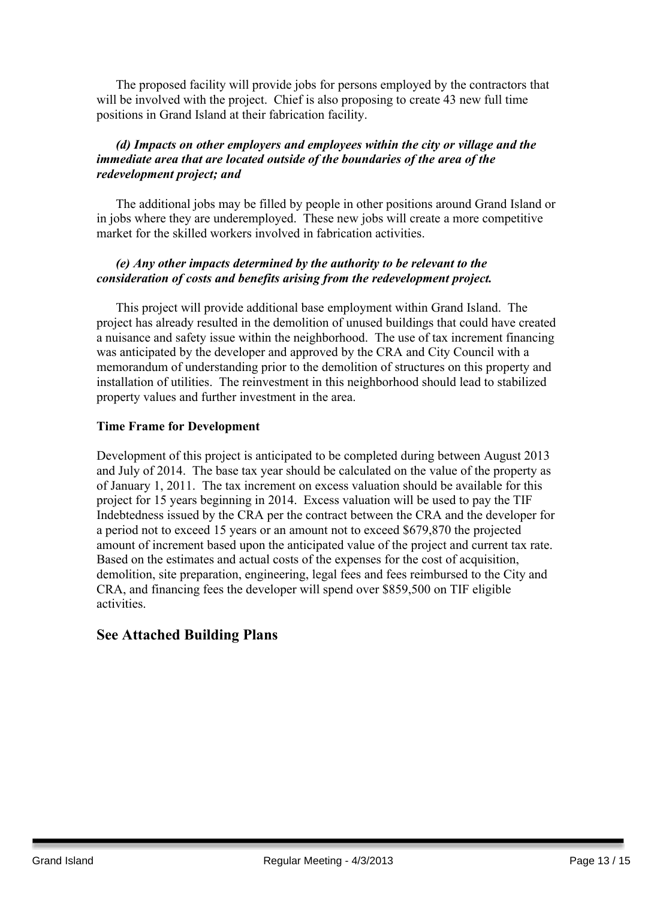The proposed facility will provide jobs for persons employed by the contractors that will be involved with the project. Chief is also proposing to create 43 new full time positions in Grand Island at their fabrication facility.

***(d) Impacts on other employers and employees within the city or village and the immediate area that are located outside of the boundaries of the area of the redevelopment project; and***

The additional jobs may be filled by people in other positions around Grand Island or in jobs where they are underemployed. These new jobs will create a more competitive market for the skilled workers involved in fabrication activities.

***(e) Any other impacts determined by the authority to be relevant to the consideration of costs and benefits arising from the redevelopment project.***

This project will provide additional base employment within Grand Island. The project has already resulted in the demolition of unused buildings that could have created a nuisance and safety issue within the neighborhood. The use of tax increment financing was anticipated by the developer and approved by the CRA and City Council with a memorandum of understanding prior to the demolition of structures on this property and installation of utilities. The reinvestment in this neighborhood should lead to stabilized property values and further investment in the area.

**Time Frame for Development**

Development of this project is anticipated to be completed during between August 2013 and July of 2014. The base tax year should be calculated on the value of the property as of January 1, 2011. The tax increment on excess valuation should be available for this project for 15 years beginning in 2014. Excess valuation will be used to pay the TIF Indebtedness issued by the CRA per the contract between the CRA and the developer for a period not to exceed 15 years or an amount not to exceed $679,870 the projected amount of increment based upon the anticipated value of the project and current tax rate. Based on the estimates and actual costs of the expenses for the cost of acquisition, demolition, site preparation, engineering, legal fees and fees reimbursed to the City and CRA, and financing fees the developer will spend over $859,500 on TIF eligible activities.

## See Attached Building Plans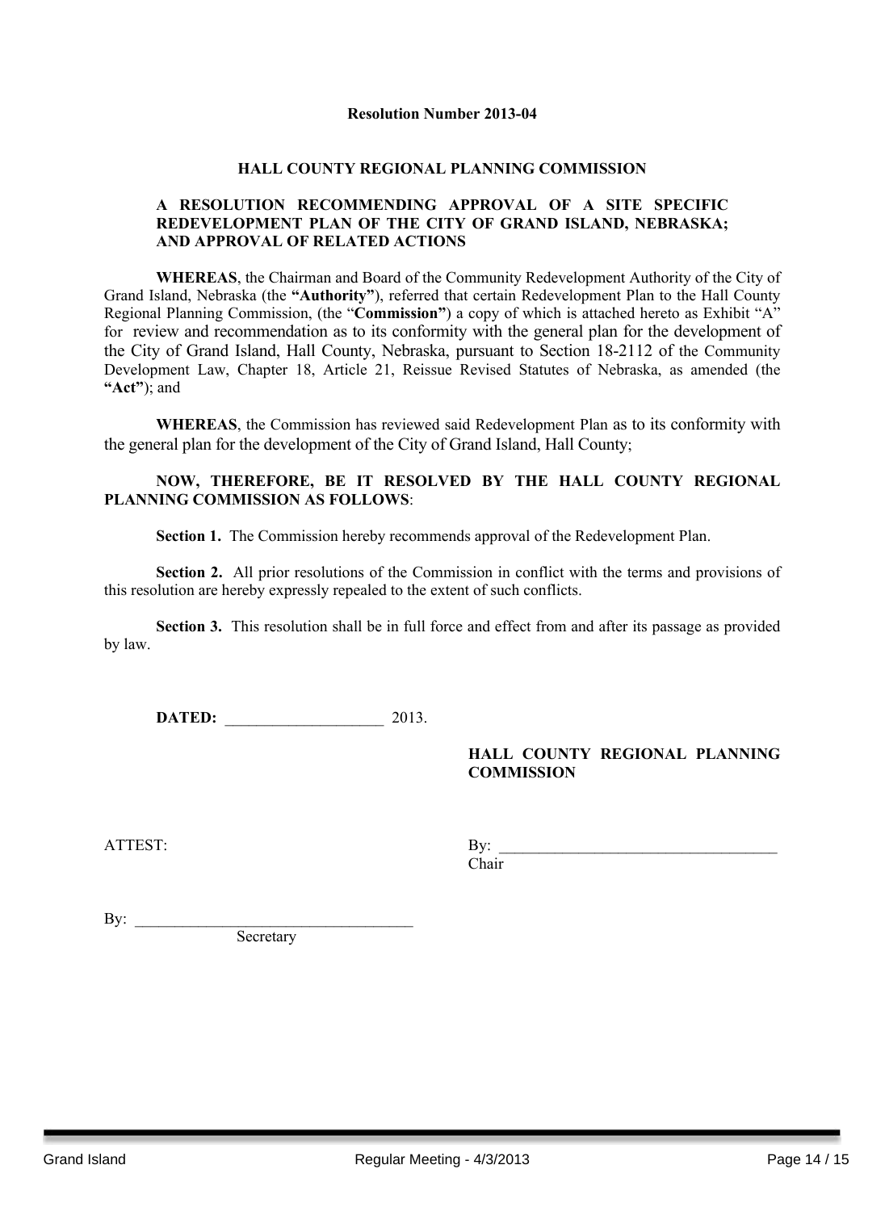**Resolution Number 2013-04**

**HALL COUNTY REGIONAL PLANNING COMMISSION**

**A RESOLUTION RECOMMENDING APPROVAL OF A SITE SPECIFIC REDEVELOPMENT PLAN OF THE CITY OF GRAND ISLAND, NEBRASKA; AND APPROVAL OF RELATED ACTIONS**

**WHEREAS**, the Chairman and Board of the Community Redevelopment Authority of the City of Grand Island, Nebraska (the **"Authority"**), referred that certain Redevelopment Plan to the Hall County Regional Planning Commission, (the "**Commission"**) a copy of which is attached hereto as Exhibit "A" for review and recommendation as to its conformity with the general plan for the development of the City of Grand Island, Hall County, Nebraska, pursuant to Section 18-2112 of the Community Development Law, Chapter 18, Article 21, Reissue Revised Statutes of Nebraska, as amended (the **"Act"**); and

**WHEREAS**, the Commission has reviewed said Redevelopment Plan as to its conformity with the general plan for the development of the City of Grand Island, Hall County;

**NOW, THEREFORE, BE IT RESOLVED BY THE HALL COUNTY REGIONAL PLANNING COMMISSION AS FOLLOWS**:

**Section 1.** The Commission hereby recommends approval of the Redevelopment Plan.

**Section 2.** All prior resolutions of the Commission in conflict with the terms and provisions of this resolution are hereby expressly repealed to the extent of such conflicts.

**Section 3.** This resolution shall be in full force and effect from and after its passage as provided by law.

**DATED:** ____________________ 2013.

**HALL COUNTY REGIONAL PLANNING COMMISSION**

ATTEST:

By: ___________________________________
Chair

By: ___________________________________
Secretary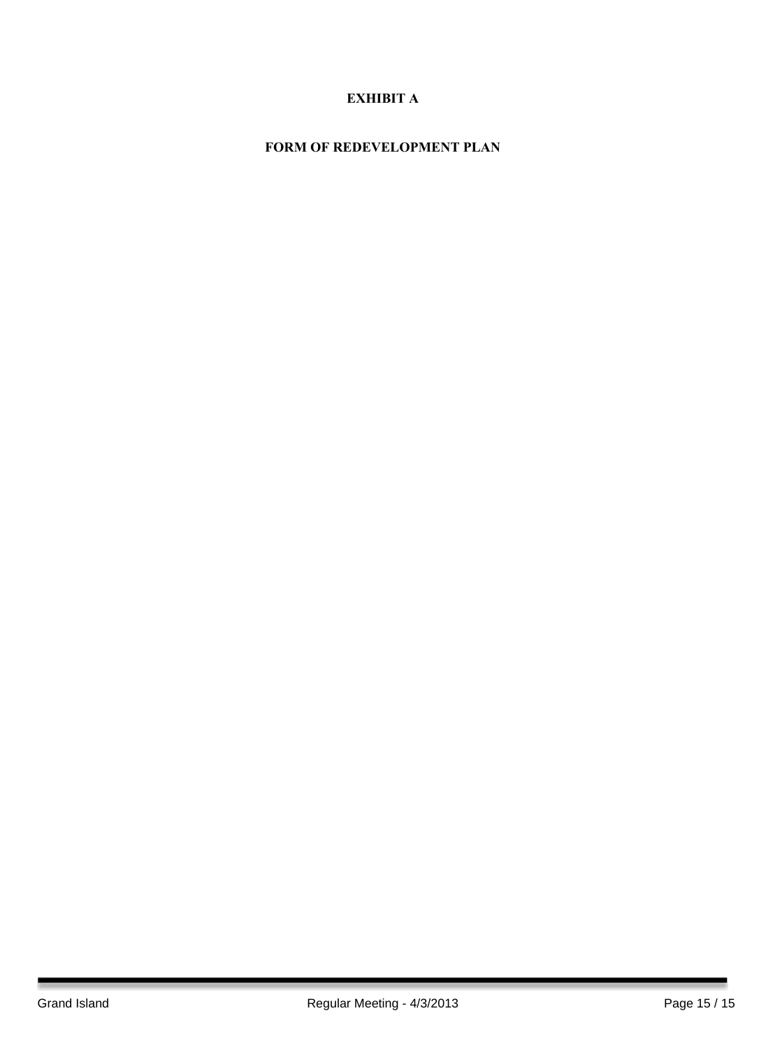# EXHIBIT A

## FORM OF REDEVELOPMENT PLAN